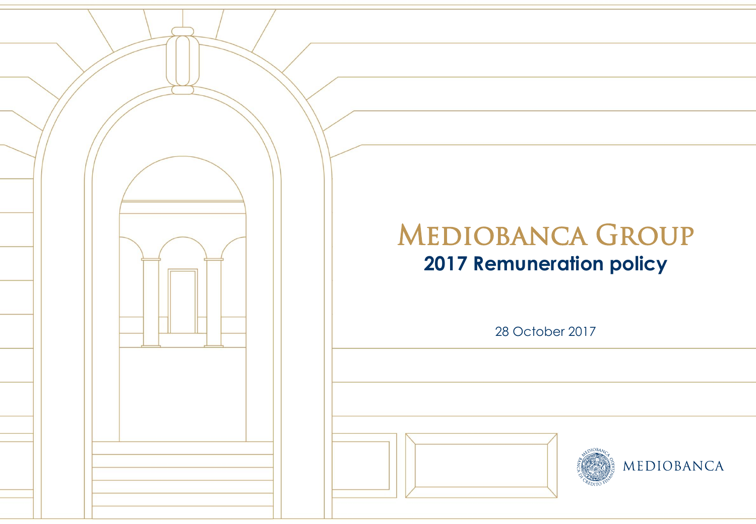# MEDIOBANCA GROUP

## 2017 Remuneration policy

28 October 2017

MEDIOBANCA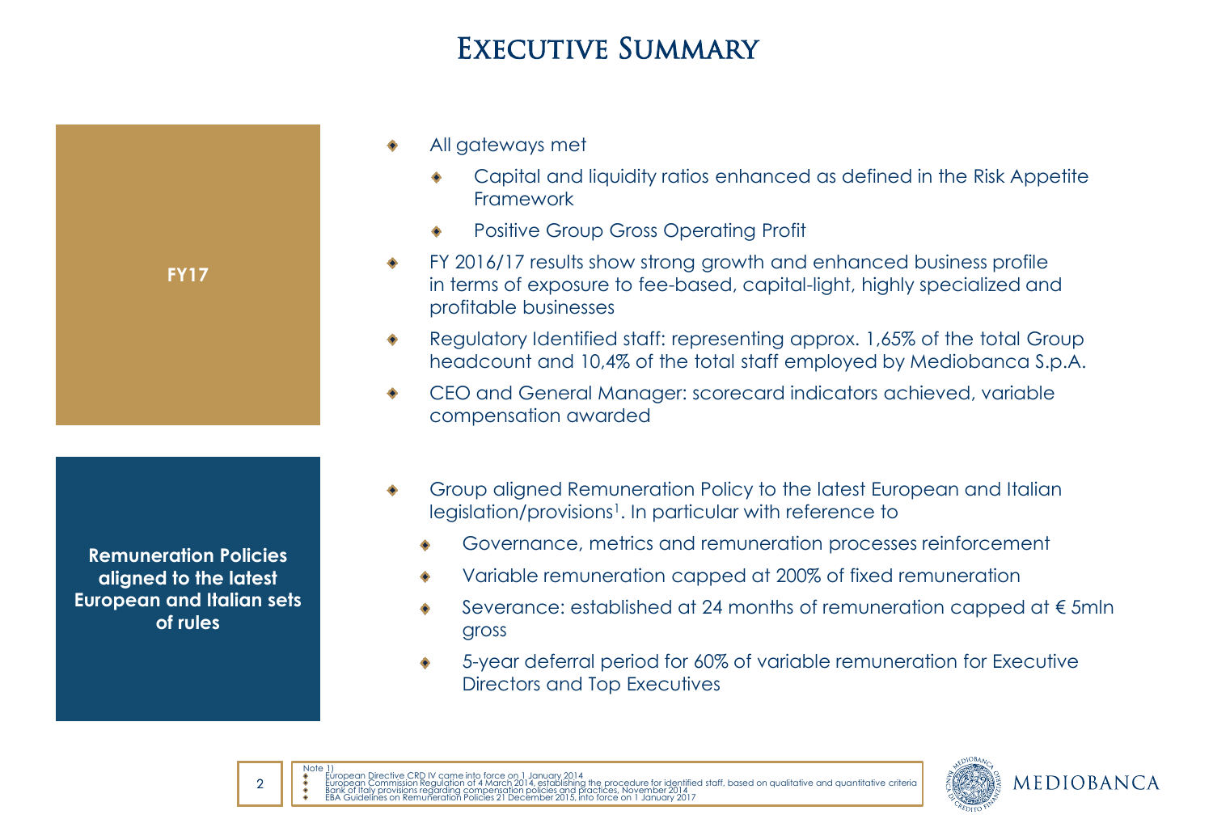# Executive Summary

**FY17**

- All gateways met
  - Capital and liquidity ratios enhanced as defined in the Risk Appetite Framework
  - Positive Group Gross Operating Profit
- FY 2016/17 results show strong growth and enhanced business profile in terms of exposure to fee-based, capital-light, highly specialized and profitable businesses
- Regulatory Identified staff: representing approx. 1,65% of the total Group headcount and 10,4% of the total staff employed by Mediobanca S.p.A.
- CEO and General Manager: scorecard indicators achieved, variable compensation awarded

**Remuneration Policies aligned to the latest European and Italian sets of rules**

- Group aligned Remuneration Policy to the latest European and Italian legislation/provisions[1]. In particular with reference to
  - Governance, metrics and remuneration processes reinforcement
  - Variable remuneration capped at 200% of fixed remuneration
  - Severance: established at 24 months of remuneration capped at € 5mln gross
  - 5-year deferral period for 60% of variable remuneration for Executive Directors and Top Executives

Note 1)
- European Directive CRD IV came into force on 1 January 2014
- European Commission Regulation of 4 March 2014, establishing the procedure for identified staff, based on qualitative and quantitative criteria
- Bank of Italy provisions regarding compensation policies and practices, November 2014
- EBA Guidelines on Remuneration Policies 21 December 2015, into force on 1 January 2017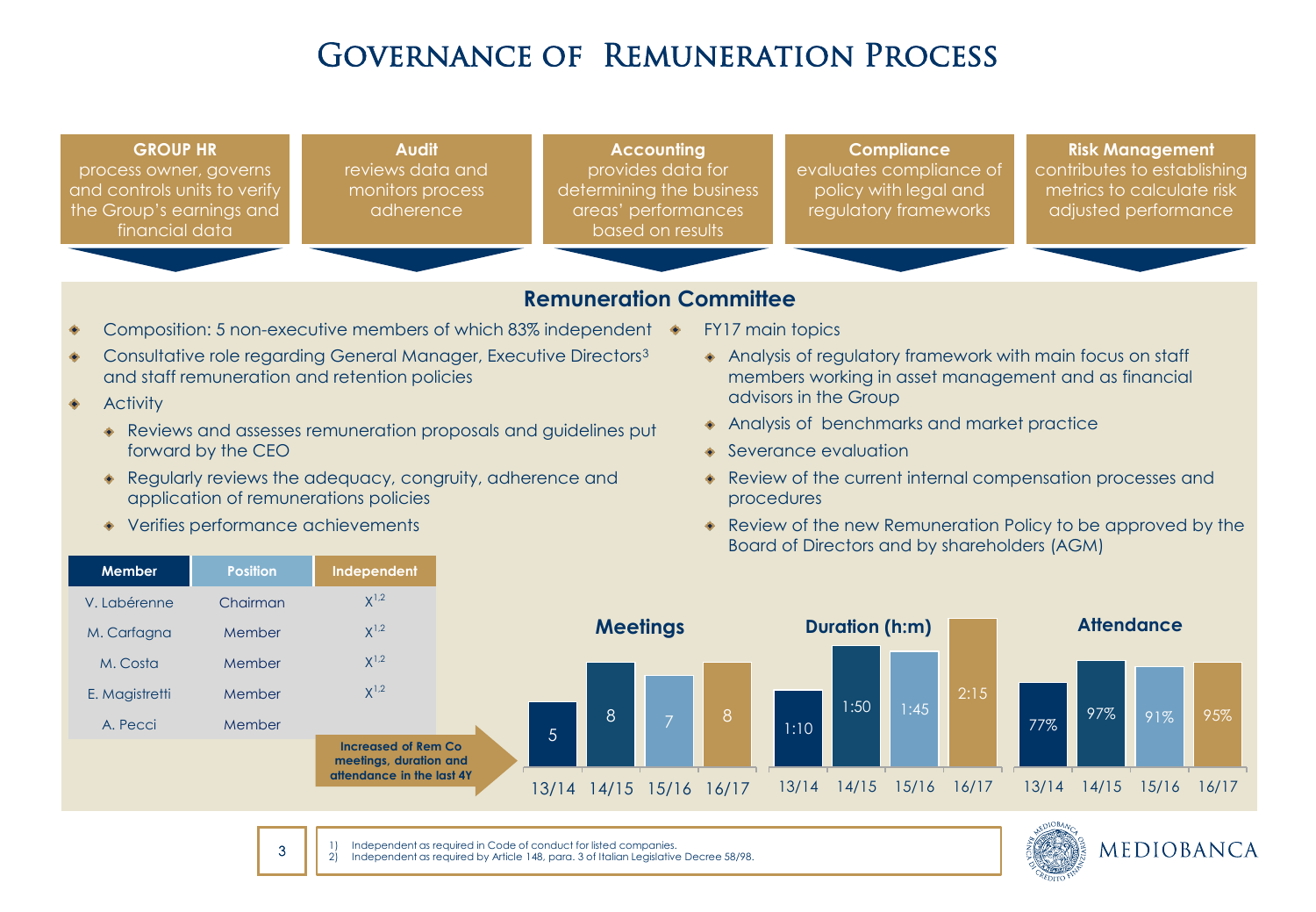# Governance of Remuneration Process

**GROUP HR**
process owner, governs and controls units to verify the Group's earnings and financial data

**Audit**
reviews data and monitors process adherence

**Accounting**
provides data for determining the business areas' performances based on results

**Compliance**
evaluates compliance of policy with legal and regulatory frameworks

**Risk Management**
contributes to establishing metrics to calculate risk adjusted performance

## Remuneration Committee

- Composition: 5 non-executive members of which 83% independent
- Consultative role regarding General Manager, Executive Directors[3] and staff remuneration and retention policies
- Activity
  - Reviews and assesses remuneration proposals and guidelines put forward by the CEO
  - Regularly reviews the adequacy, congruity, adherence and application of remunerations policies
  - Verifies performance achievements
- FY17 main topics
  - Analysis of regulatory framework with main focus on staff members working in asset management and as financial advisors in the Group
  - Analysis of benchmarks and market practice
  - Severance evaluation
  - Review of the current internal compensation processes and procedures
  - Review of the new Remuneration Policy to be approved by the Board of Directors and by shareholders (AGM)

| Member | Position | Independent |
|---|---|---|
| V. Labérenne | Chairman | X[1,2] |
| M. Carfagna | Member | X[1,2] |
| M. Costa | Member | X[1,2] |
| E. Magistretti | Member | X[1,2] |
| A. Pecci | Member | |

**Increased of Rem Co meetings, duration and attendance in the last 4Y**

| | 13/14 | 14/15 | 15/16 | 16/17 |
|---|---|---|---|---|
| Meetings | 5 | 8 | 7 | 8 |
| Duration (h:m) | 1:10 | 1:50 | 1:45 | 2:15 |
| Attendance | 77% | 97% | 91% | 95% |

1) Independent as required in Code of conduct for listed companies.
2) Independent as required by Article 148, para. 3 of Italian Legislative Decree 58/98.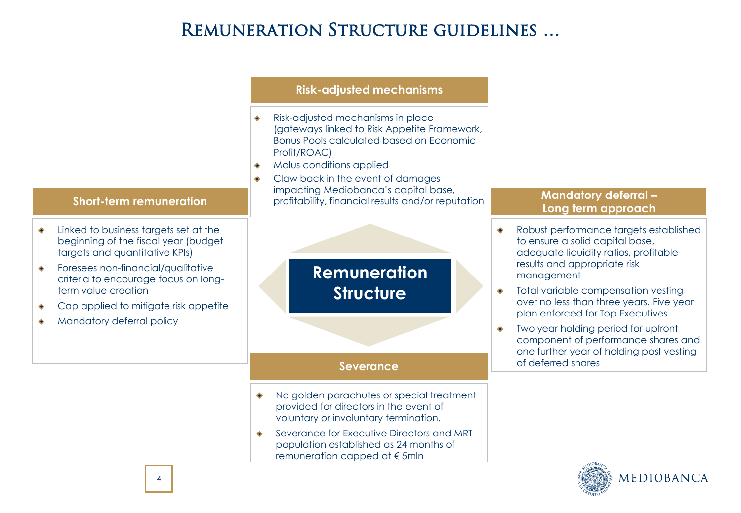# Remuneration Structure guidelines …

## Remuneration Structure

### Risk-adjusted mechanisms

- Risk-adjusted mechanisms in place (gateways linked to Risk Appetite Framework, Bonus Pools calculated based on Economic Profit/ROAC)
- Malus conditions applied
- Claw back in the event of damages impacting Mediobanca's capital base, profitability, financial results and/or reputation

### Short-term remuneration

- Linked to business targets set at the beginning of the fiscal year (budget targets and quantitative KPIs)
- Foresees non-financial/qualitative criteria to encourage focus on long-term value creation
- Cap applied to mitigate risk appetite
- Mandatory deferral policy

### Mandatory deferral – Long term approach

- Robust performance targets established to ensure a solid capital base, adequate liquidity ratios, profitable results and appropriate risk management
- Total variable compensation vesting over no less than three years. Five year plan enforced for Top Executives
- Two year holding period for upfront component of performance shares and one further year of holding post vesting of deferred shares

### Severance

- No golden parachutes or special treatment provided for directors in the event of voluntary or involuntary termination.
- Severance for Executive Directors and MRT population established as 24 months of remuneration capped at € 5mln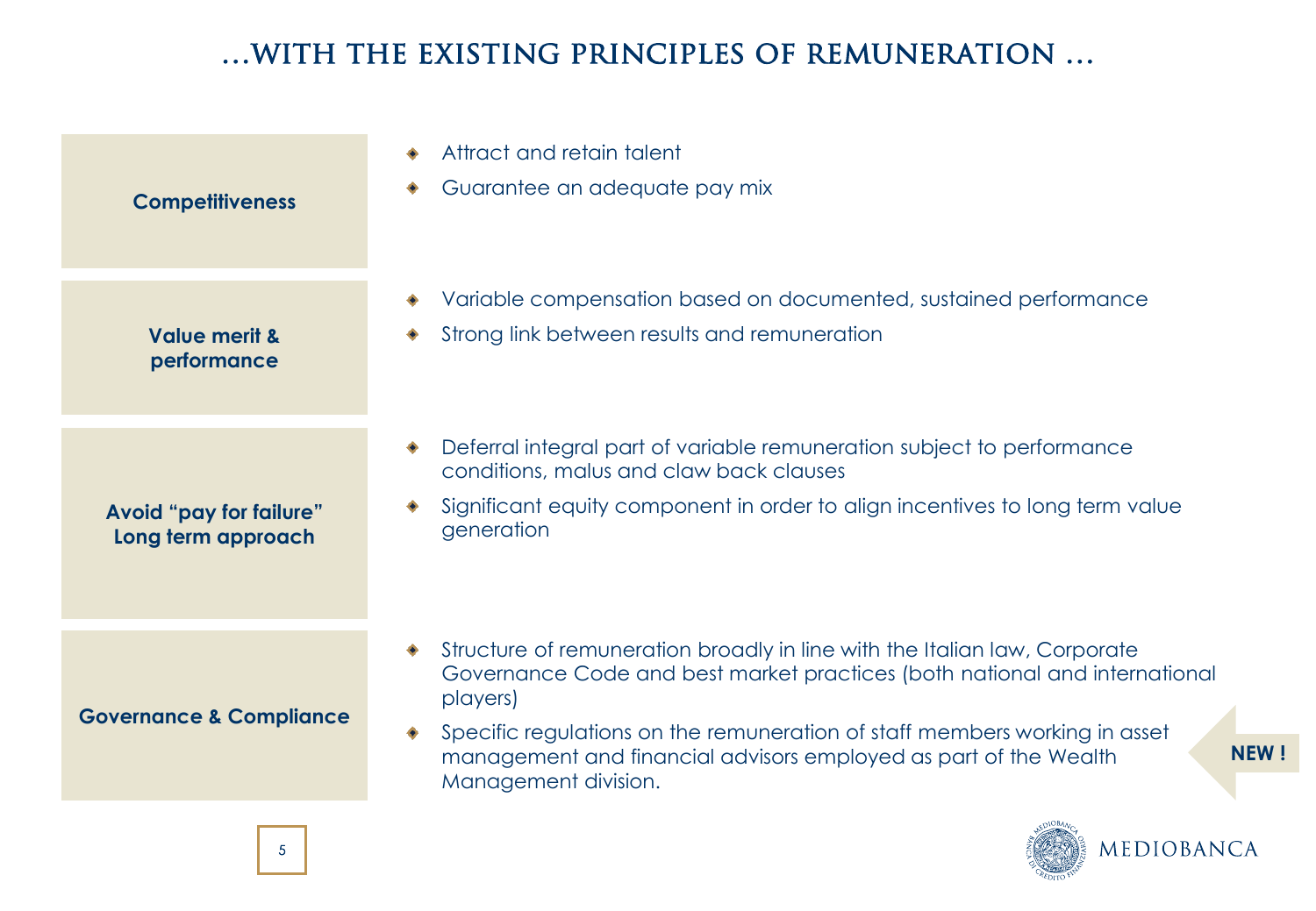# …WITH THE EXISTING PRINCIPLES OF REMUNERATION …

**Competitiveness**

- Attract and retain talent
- Guarantee an adequate pay mix

**Value merit & performance**

- Variable compensation based on documented, sustained performance
- Strong link between results and remuneration

**Avoid "pay for failure" Long term approach**

- Deferral integral part of variable remuneration subject to performance conditions, malus and claw back clauses
- Significant equity component in order to align incentives to long term value generation

**Governance & Compliance**

- Structure of remuneration broadly in line with the Italian law, Corporate Governance Code and best market practices (both national and international players)
- Specific regulations on the remuneration of staff members working in asset management and financial advisors employed as part of the Wealth Management division. **NEW !**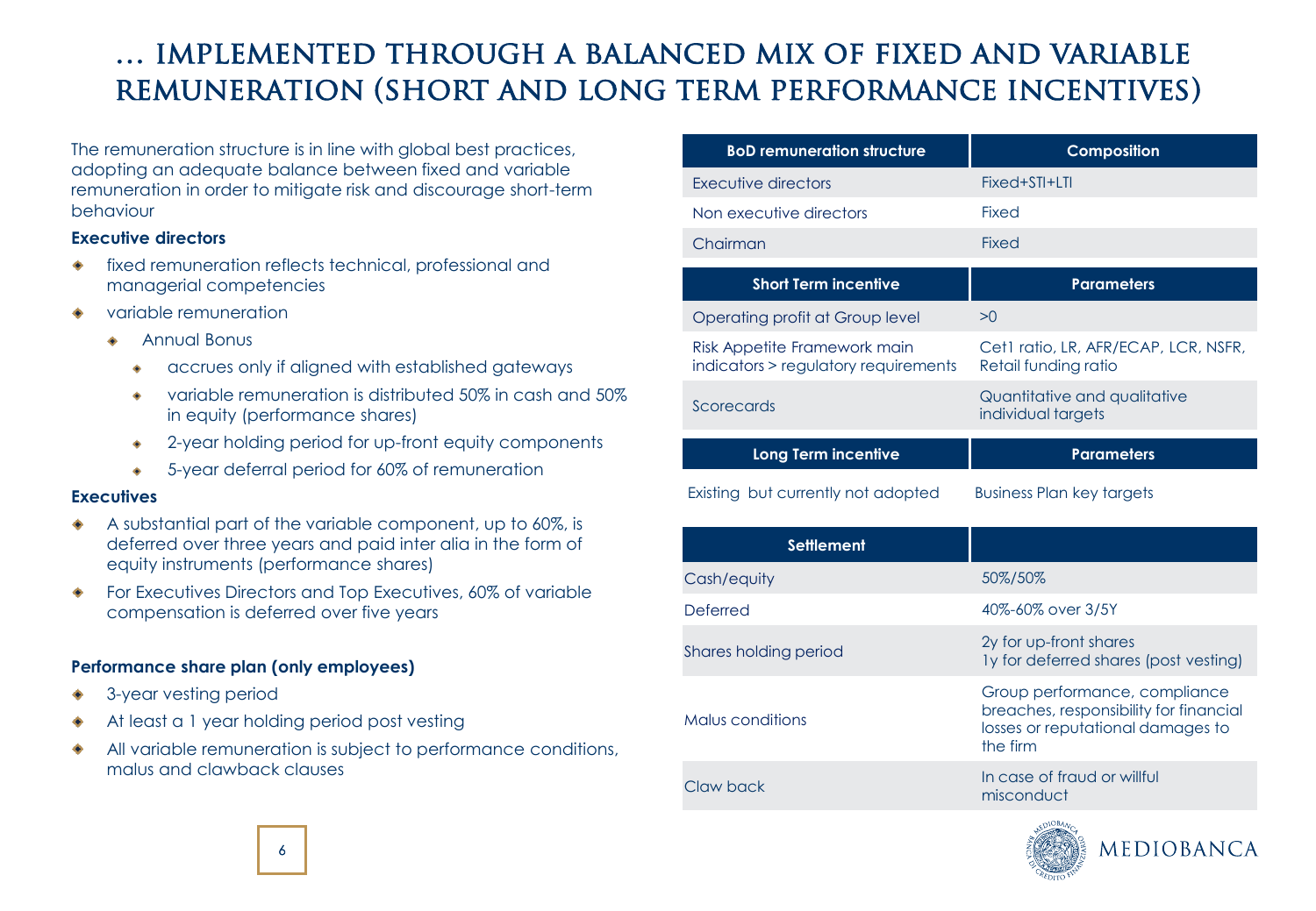# … IMPLEMENTED THROUGH A BALANCED MIX OF FIXED AND VARIABLE REMUNERATION (SHORT AND LONG TERM PERFORMANCE INCENTIVES)

The remuneration structure is in line with global best practices, adopting an adequate balance between fixed and variable remuneration in order to mitigate risk and discourage short-term behaviour

**Executive directors**

- fixed remuneration reflects technical, professional and managerial competencies
- variable remuneration
  - Annual Bonus
    - accrues only if aligned with established gateways
    - variable remuneration is distributed 50% in cash and 50% in equity (performance shares)
    - 2-year holding period for up-front equity components
    - 5-year deferral period for 60% of remuneration

**Executives**

- A substantial part of the variable component, up to 60%, is deferred over three years and paid inter alia in the form of equity instruments (performance shares)
- For Executives Directors and Top Executives, 60% of variable compensation is deferred over five years

**Performance share plan (only employees)**

- 3-year vesting period
- At least a 1 year holding period post vesting
- All variable remuneration is subject to performance conditions, malus and clawback clauses

| BoD remuneration structure | Composition |
|---|---|
| Executive directors | Fixed+STI+LTI |
| Non executive directors | Fixed |
| Chairman | Fixed |

| Short Term incentive | Parameters |
|---|---|
| Operating profit at Group level | >0 |
| Risk Appetite Framework main indicators > regulatory requirements | Cet1 ratio, LR, AFR/ECAP, LCR, NSFR, Retail funding ratio |
| Scorecards | Quantitative and qualitative individual targets |

| Long Term incentive | Parameters |
|---|---|
| Existing but currently not adopted | Business Plan key targets |

| Settlement | |
|---|---|
| Cash/equity | 50%/50% |
| Deferred | 40%-60% over 3/5Y |
| Shares holding period | 2y for up-front shares<br>1y for deferred shares (post vesting) |
| Malus conditions | Group performance, compliance breaches, responsibility for financial losses or reputational damages to the firm |
| Claw back | In case of fraud or willful misconduct |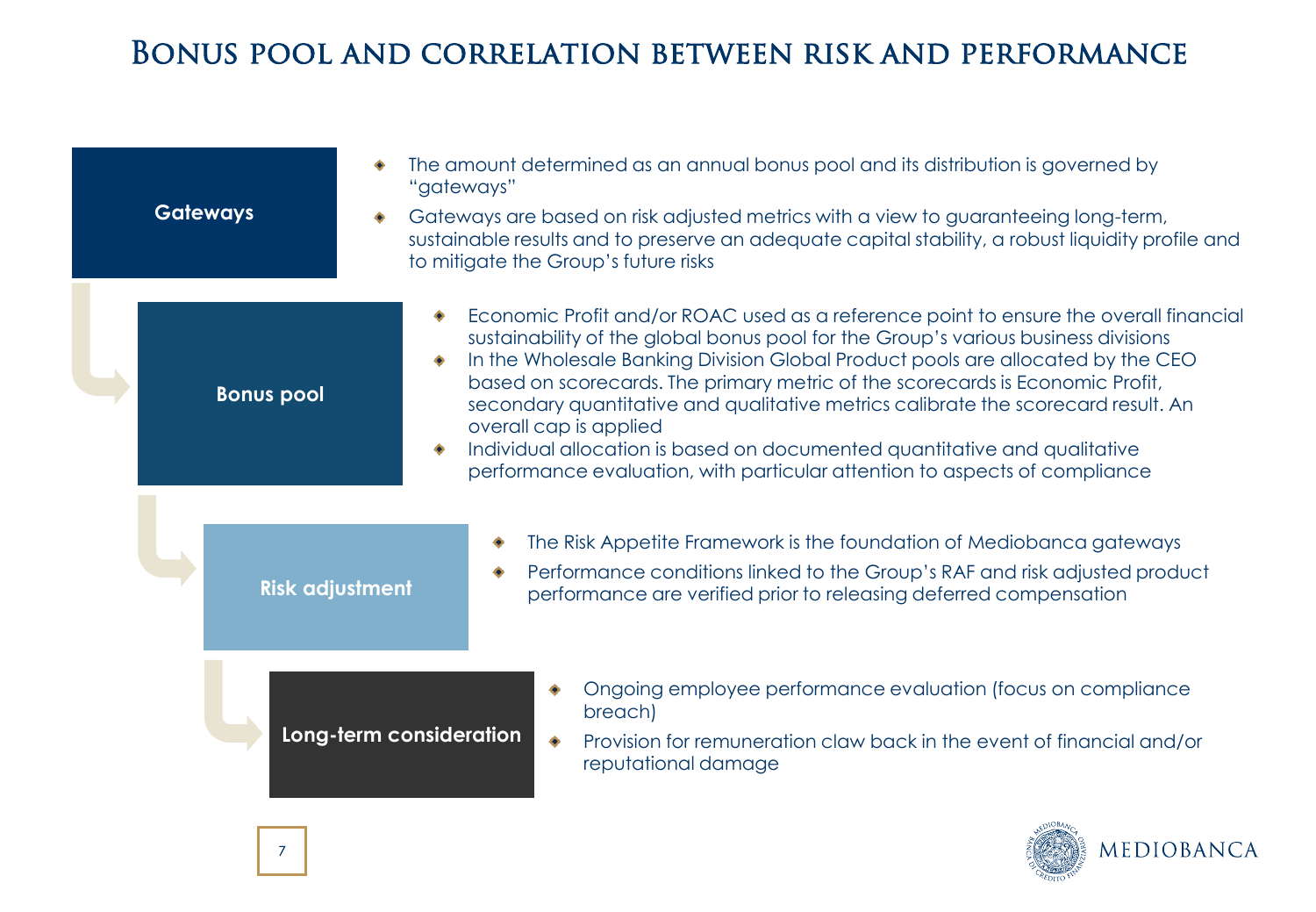# Bonus pool and correlation between risk and performance

## Gateways

- The amount determined as an annual bonus pool and its distribution is governed by "gateways"
- Gateways are based on risk adjusted metrics with a view to guaranteeing long-term, sustainable results and to preserve an adequate capital stability, a robust liquidity profile and to mitigate the Group's future risks

## Bonus pool

- Economic Profit and/or ROAC used as a reference point to ensure the overall financial sustainability of the global bonus pool for the Group's various business divisions
- In the Wholesale Banking Division Global Product pools are allocated by the CEO based on scorecards. The primary metric of the scorecards is Economic Profit, secondary quantitative and qualitative metrics calibrate the scorecard result. An overall cap is applied
- Individual allocation is based on documented quantitative and qualitative performance evaluation, with particular attention to aspects of compliance

## Risk adjustment

- The Risk Appetite Framework is the foundation of Mediobanca gateways
- Performance conditions linked to the Group's RAF and risk adjusted product performance are verified prior to releasing deferred compensation

## Long-term consideration

- Ongoing employee performance evaluation (focus on compliance breach)
- Provision for remuneration claw back in the event of financial and/or reputational damage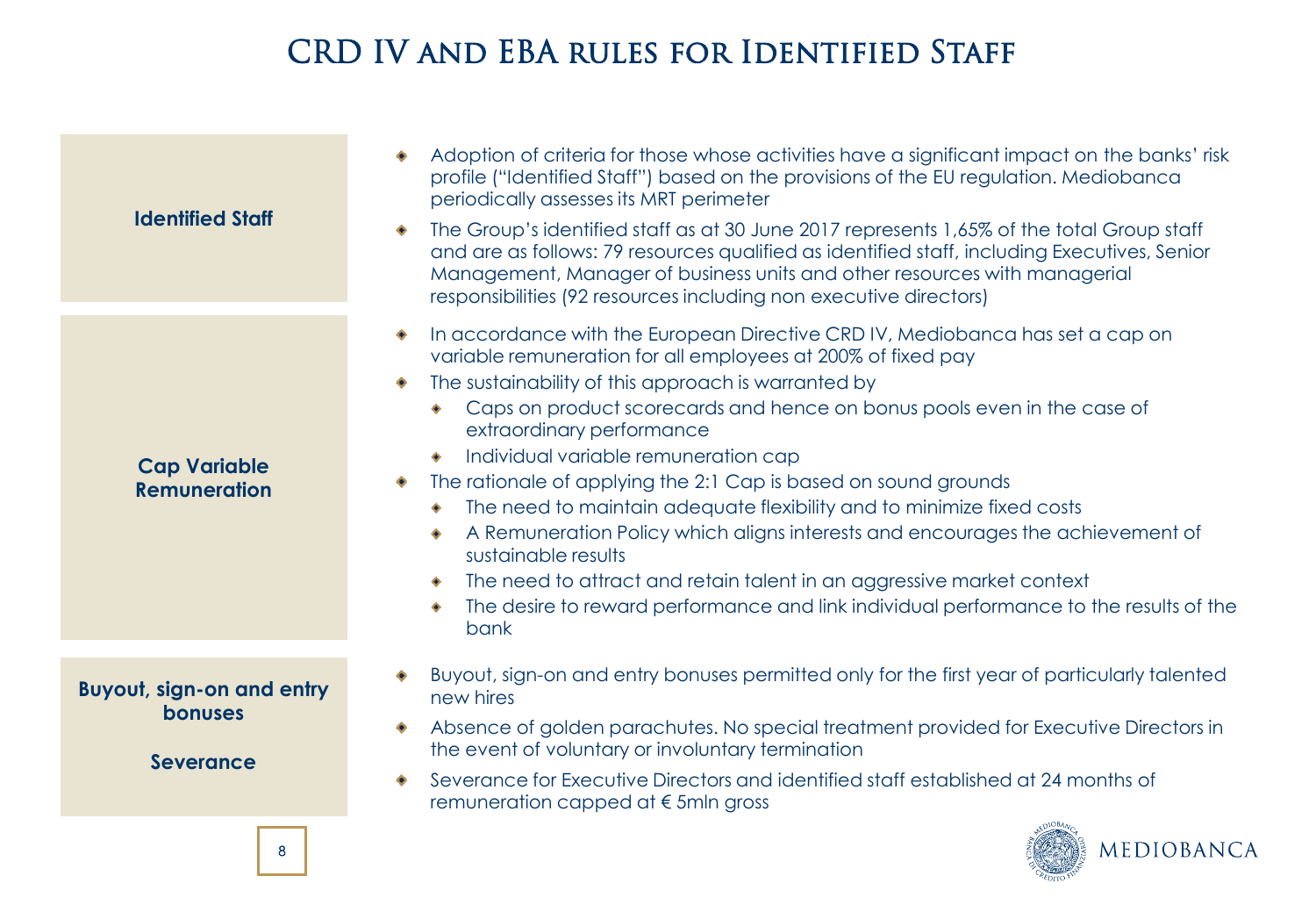# CRD IV and EBA rules for Identified Staff

### Identified Staff

- Adoption of criteria for those whose activities have a significant impact on the banks' risk profile ("Identified Staff") based on the provisions of the EU regulation. Mediobanca periodically assesses its MRT perimeter
- The Group's identified staff as at 30 June 2017 represents 1,65% of the total Group staff and are as follows: 79 resources qualified as identified staff, including Executives, Senior Management, Manager of business units and other resources with managerial responsibilities (92 resources including non executive directors)

### Cap Variable Remuneration

- In accordance with the European Directive CRD IV, Mediobanca has set a cap on variable remuneration for all employees at 200% of fixed pay
- The sustainability of this approach is warranted by
  - Caps on product scorecards and hence on bonus pools even in the case of extraordinary performance
  - Individual variable remuneration cap
- The rationale of applying the 2:1 Cap is based on sound grounds
  - The need to maintain adequate flexibility and to minimize fixed costs
  - A Remuneration Policy which aligns interests and encourages the achievement of sustainable results
  - The need to attract and retain talent in an aggressive market context
  - The desire to reward performance and link individual performance to the results of the bank

### Buyout, sign-on and entry bonuses

### Severance

- Buyout, sign-on and entry bonuses permitted only for the first year of particularly talented new hires
- Absence of golden parachutes. No special treatment provided for Executive Directors in the event of voluntary or involuntary termination
- Severance for Executive Directors and identified staff established at 24 months of remuneration capped at € 5mln gross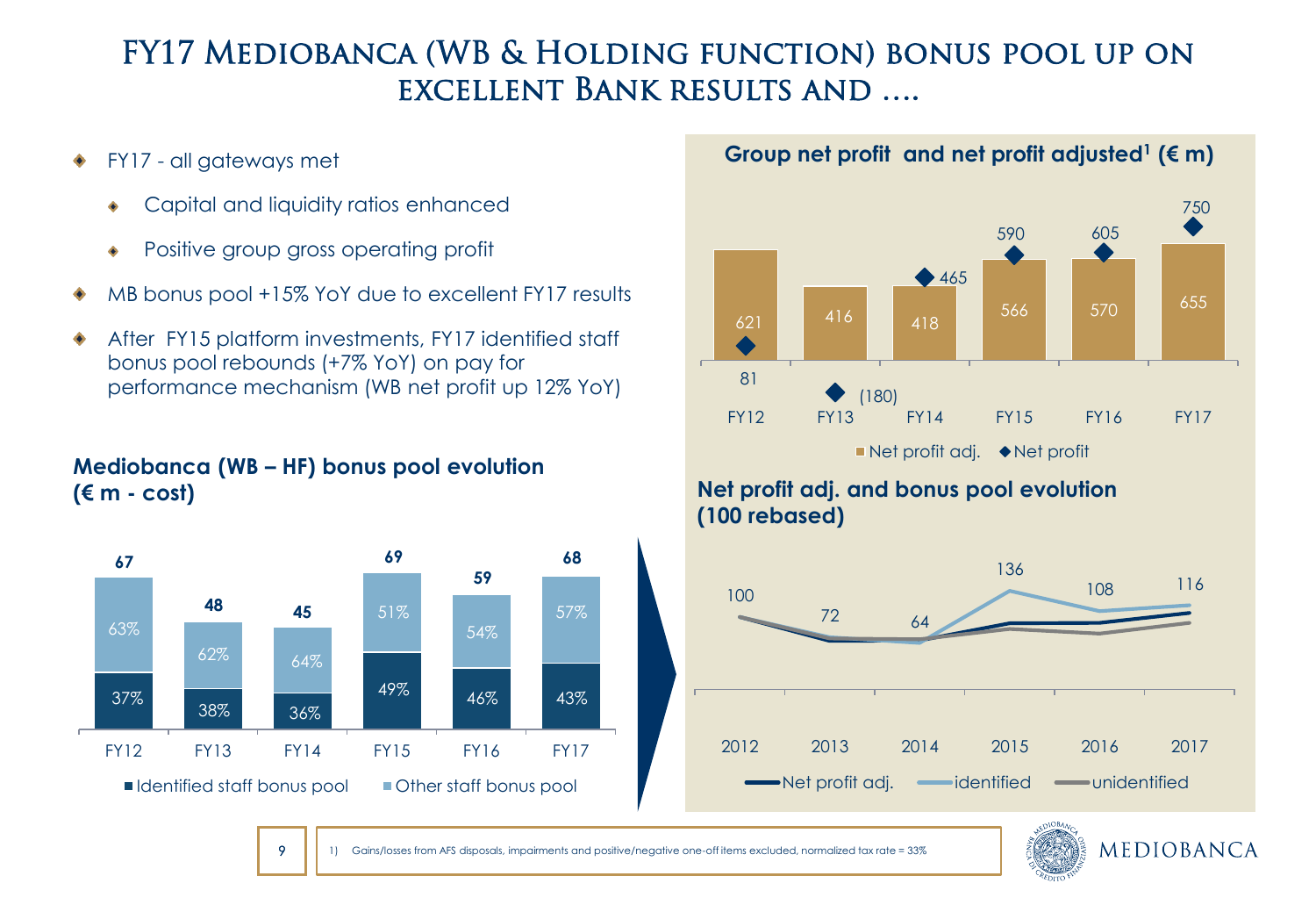# FY17 Mediobanca (WB & Holding function) bonus pool up on excellent Bank results and ….

- FY17 - all gateways met
  - Capital and liquidity ratios enhanced
  - Positive group gross operating profit
- MB bonus pool +15% YoY due to excellent FY17 results
- After FY15 platform investments, FY17 identified staff bonus pool rebounds (+7% YoY) on pay for performance mechanism (WB net profit up 12% YoY)

**Mediobanca (WB – HF) bonus pool evolution (€ m - cost)**

| | FY12 | FY13 | FY14 | FY15 | FY16 | FY17 |
|---|---|---|---|---|---|---|
| Total | 67 | 48 | 45 | 69 | 59 | 68 |
| Identified staff bonus pool | 37% | 38% | 36% | 49% | 46% | 43% |
| Other staff bonus pool | 63% | 62% | 64% | 51% | 54% | 57% |

**Group net profit and net profit adjusted[1] (€ m)**

| | FY12 | FY13 | FY14 | FY15 | FY16 | FY17 |
|---|---|---|---|---|---|---|
| Net profit adj. | 621 | 416 | 418 | 566 | 570 | 655 |
| Net profit | 81 | (180) | 465 | 590 | 605 | 750 |

**Net profit adj. and bonus pool evolution (100 rebased)**

| | 2012 | 2013 | 2014 | 2015 | 2016 | 2017 |
|---|---|---|---|---|---|---|
| identified | 100 | 72 | 64 | 136 | 108 | 116 |

Legend: Net profit adj., identified, unidentified

1) Gains/losses from AFS disposals, impairments and positive/negative one-off items excluded, normalized tax rate = 33%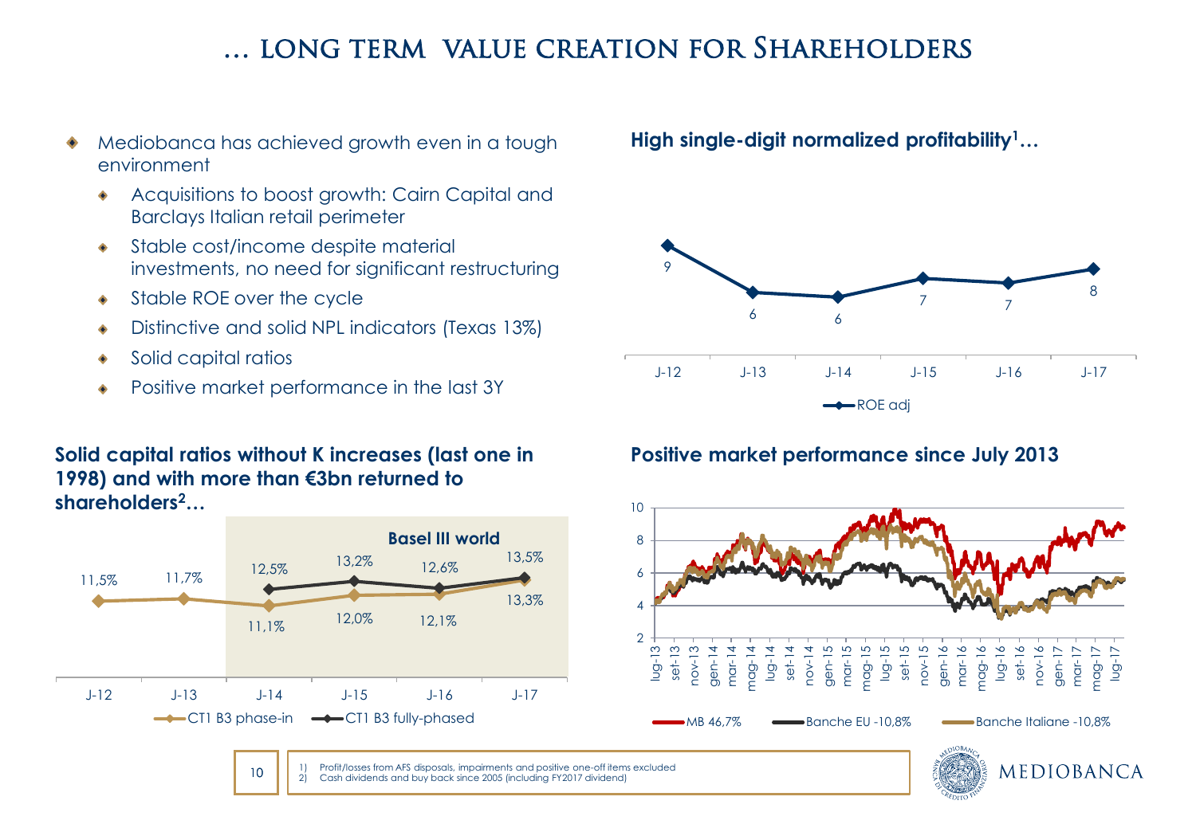# … LONG TERM VALUE CREATION FOR SHAREHOLDERS

- Mediobanca has achieved growth even in a tough environment
  - Acquisitions to boost growth: Cairn Capital and Barclays Italian retail perimeter
  - Stable cost/income despite material investments, no need for significant restructuring
  - Stable ROE over the cycle
  - Distinctive and solid NPL indicators (Texas 13%)
  - Solid capital ratios
  - Positive market performance in the last 3Y

**High single-digit normalized profitability[1]…**

| | J-12 | J-13 | J-14 | J-15 | J-16 | J-17 |
|---|---|---|---|---|---|---|
| ROE adj | 9 | 6 | 6 | 7 | 7 | 8 |

**Solid capital ratios without K increases (last one in 1998) and with more than €3bn returned to shareholders[2]…**

| | J-12 | J-13 | J-14 | J-15 | J-16 | J-17 |
|---|---|---|---|---|---|---|
| CT1 B3 phase-in | 11,5% | 11,7% | 11,1% | 12,0% | 12,1% | 13,3% |
| CT1 B3 fully-phased | | | 12,5% | 13,2% | 12,6% | 13,5% |

Basel III world

**Positive market performance since July 2013**

MB 46,7% — Banche EU -10,8% — Banche Italiane -10,8%

1) Profit/losses from AFS disposals, impairments and positive one-off items excluded
2) Cash dividends and buy back since 2005 (including FY2017 dividend)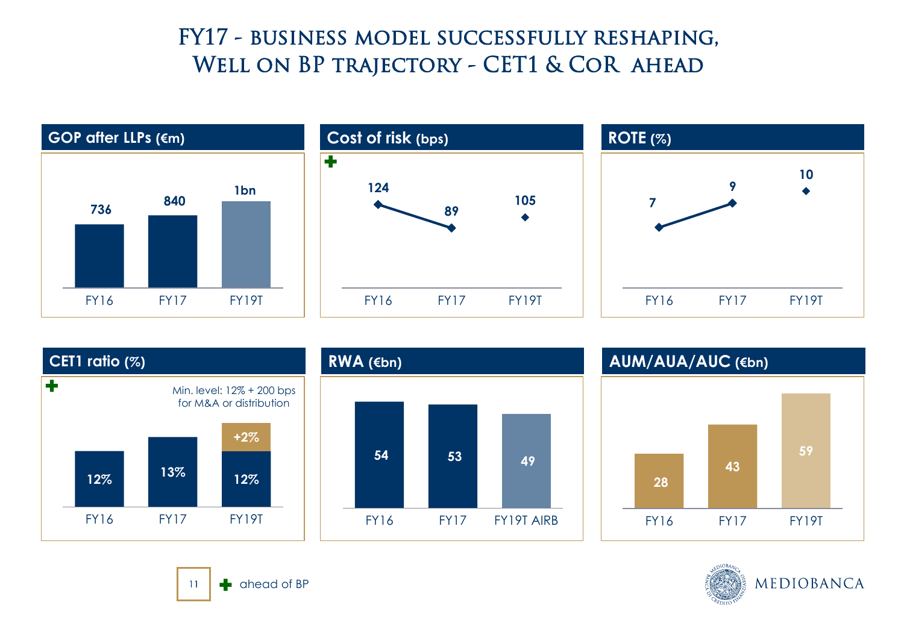# FY17 - business model successfully reshaping, Well on BP trajectory - CET1 & CoR ahead

## GOP after LLPs (€m)

| FY16 | FY17 | FY19T |
|---|---|---|
| 736 | 840 | 1bn |

## Cost of risk (bps) ✚

| FY16 | FY17 | FY19T |
|---|---|---|
| 124 | 89 | 105 |

## ROTE (%)

| FY16 | FY17 | FY19T |
|---|---|---|
| 7 | 9 | 10 |

## CET1 ratio (%) ✚

Min. level: 12% + 200 bps for M&A or distribution

| FY16 | FY17 | FY19T |
|---|---|---|
| 12% | 13% | 12% +2% |

## RWA (€bn)

| FY16 | FY17 | FY19T AIRB |
|---|---|---|
| 54 | 53 | 49 |

## AUM/AUA/AUC (€bn)

| FY16 | FY17 | FY19T |
|---|---|---|
| 28 | 43 | 59 |

✚ ahead of BP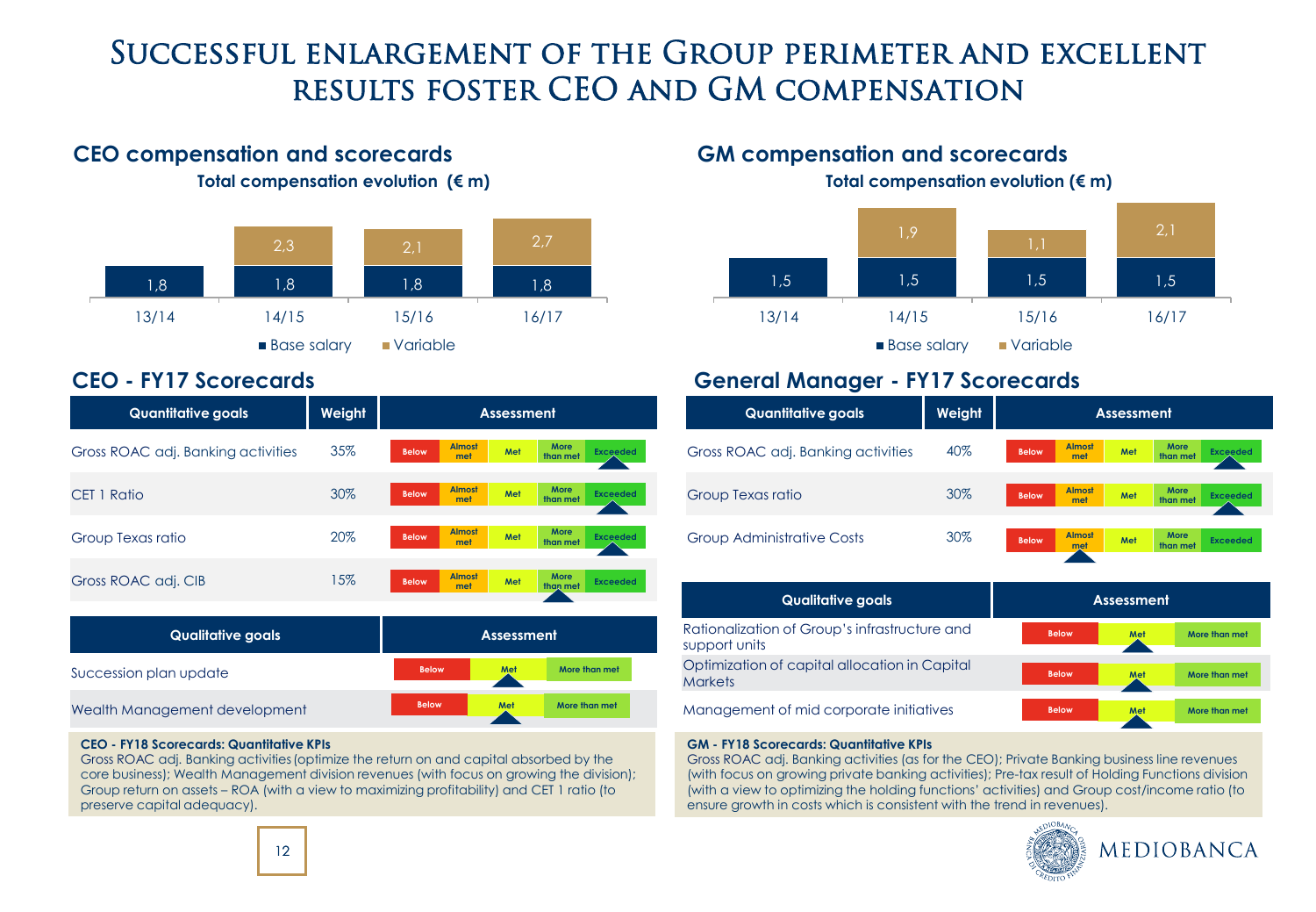# Successful enlargement of the Group perimeter and excellent results foster CEO and GM compensation

## CEO compensation and scorecards

**Total compensation evolution (€ m)**

| | 13/14 | 14/15 | 15/16 | 16/17 |
|---|---|---|---|---|
| Base salary | 1,8 | 1,8 | 1,8 | 1,8 |
| Variable | | 2,3 | 2,1 | 2,7 |

## CEO - FY17 Scorecards

| Quantitative goals | Weight | Assessment |
|---|---|---|
| Gross ROAC adj. Banking activities | 35% | Exceeded |
| CET 1 Ratio | 30% | Exceeded |
| Group Texas ratio | 20% | Exceeded |
| Gross ROAC adj. CIB | 15% | More than met |

Assessment scale: Below / Almost met / Met / More than met / Exceeded

| Qualitative goals | Assessment |
|---|---|
| Succession plan update | Met |
| Wealth Management development | Met |

Assessment scale: Below / Met / More than met

**CEO - FY18 Scorecards: Quantitative KPIs**
Gross ROAC adj. Banking activities (optimize the return on and capital absorbed by the core business); Wealth Management division revenues (with focus on growing the division); Group return on assets – ROA (with a view to maximizing profitability) and CET 1 ratio (to preserve capital adequacy).

## GM compensation and scorecards

**Total compensation evolution (€ m)**

| | 13/14 | 14/15 | 15/16 | 16/17 |
|---|---|---|---|---|
| Base salary | 1,5 | 1,5 | 1,5 | 1,5 |
| Variable | | 1,9 | 1,1 | 2,1 |

## General Manager - FY17 Scorecards

| Quantitative goals | Weight | Assessment |
|---|---|---|
| Gross ROAC adj. Banking activities | 40% | Exceeded |
| Group Texas ratio | 30% | Exceeded |
| Group Administrative Costs | 30% | Almost met |

Assessment scale: Below / Almost met / Met / More than met / Exceeded

| Qualitative goals | Assessment |
|---|---|
| Rationalization of Group's infrastructure and support units | Met |
| Optimization of capital allocation in Capital Markets | Met |
| Management of mid corporate initiatives | Met |

Assessment scale: Below / Met / More than met

**GM - FY18 Scorecards: Quantitative KPIs**
Gross ROAC adj. Banking activities (as for the CEO); Private Banking business line revenues (with focus on growing private banking activities); Pre-tax result of Holding Functions division (with a view to optimizing the holding functions' activities) and Group cost/income ratio (to ensure growth in costs which is consistent with the trend in revenues).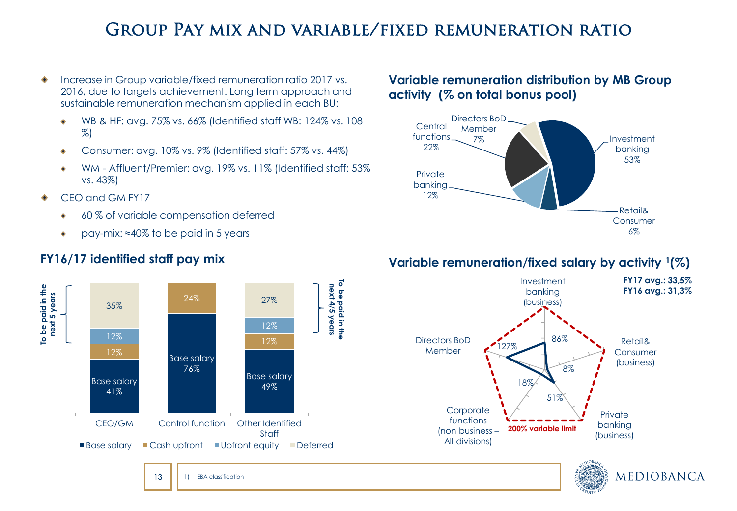# Group Pay mix and variable/fixed remuneration ratio

- Increase in Group variable/fixed remuneration ratio 2017 vs. 2016, due to targets achievement. Long term approach and sustainable remuneration mechanism applied in each BU:
  - WB & HF: avg. 75% vs. 66% (Identified staff WB: 124% vs. 108 %)
  - Consumer: avg. 10% vs. 9% (Identified staff: 57% vs. 44%)
  - WM - Affluent/Premier: avg. 19% vs. 11% (Identified staff: 53% vs. 43%)
- CEO and GM FY17
  - 60 % of variable compensation deferred
  - pay-mix: ≈40% to be paid in 5 years

## Variable remuneration distribution by MB Group activity (% on total bonus pool)

Investment banking 53%
Retail& Consumer 6%
Private banking 12%
Central functions 22%
Directors BoD Member 7%

## FY16/17 identified staff pay mix

To be paid in the next 5 years
To be paid in the next 4/5 years

CEO/GM: Base salary 41%, 12%, 12%, 35%
Control function: Base salary 76%, 24%
Other Identified Staff: Base salary 49%, 12%, 12%, 27%

Base salary · Cash upfront · Upfront equity · Deferred

## Variable remuneration/fixed salary by activity [1] (%)

FY17 avg.: 33,5%
FY16 avg.: 31,3%

Investment banking (business) 86%
Retail& Consumer (business) 8%
Private banking (business) 51%
Corporate functions (non business – All divisions) 18%
Directors BoD Member 127%

200% variable limit

1) EBA classification